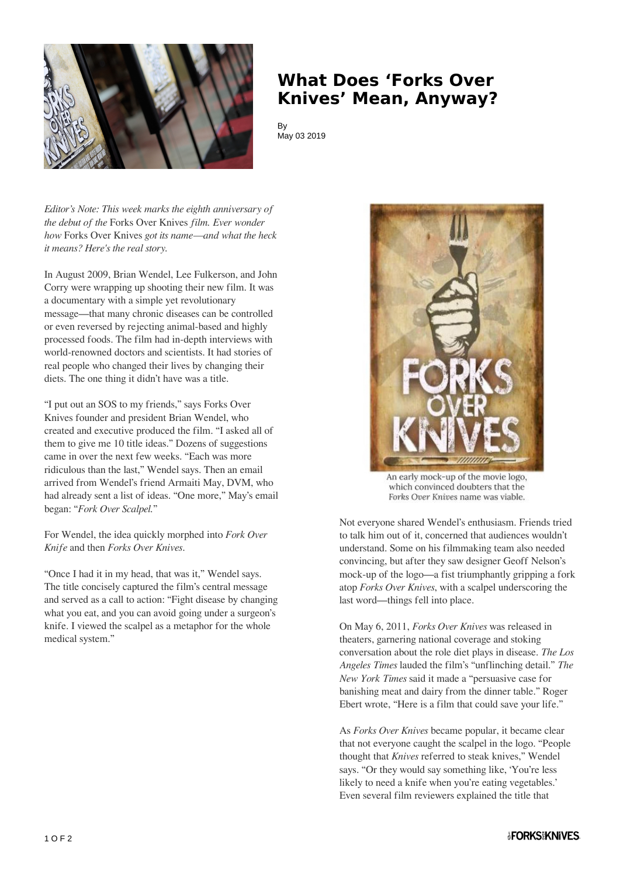# What Does 'Forks Over Knives' Mean, Anyway?

By
May 03 2019

*Editor's Note: This week marks the eighth anniversary of the debut of the* Forks Over Knives *film. Ever wonder how* Forks Over Knives *got its name—and what the heck it means? Here's the real story.*

In August 2009, Brian Wendel, Lee Fulkerson, and John Corry were wrapping up shooting their new film. It was a documentary with a simple yet revolutionary message—that many chronic diseases can be controlled or even reversed by rejecting animal-based and highly processed foods. The film had in-depth interviews with world-renowned doctors and scientists. It had stories of real people who changed their lives by changing their diets. The one thing it didn't have was a title.

"I put out an SOS to my friends," says Forks Over Knives founder and president Brian Wendel, who created and executive produced the film. "I asked all of them to give me 10 title ideas." Dozens of suggestions came in over the next few weeks. "Each was more ridiculous than the last," Wendel says. Then an email arrived from Wendel's friend Armaiti May, DVM, who had already sent a list of ideas. "One more," May's email began: "*Fork Over Scalpel.*"

For Wendel, the idea quickly morphed into *Fork Over Knife* and then *Forks Over Knives*.

"Once I had it in my head, that was it," Wendel says. The title concisely captured the film's central message and served as a call to action: "Fight disease by changing what you eat, and you can avoid going under a surgeon's knife. I viewed the scalpel as a metaphor for the whole medical system."

An early mock-up of the movie logo, which convinced doubters that the *Forks Over Knives* name was viable.

Not everyone shared Wendel's enthusiasm. Friends tried to talk him out of it, concerned that audiences wouldn't understand. Some on his filmmaking team also needed convincing, but after they saw designer Geoff Nelson's mock-up of the logo—a fist triumphantly gripping a fork atop *Forks Over Knives*, with a scalpel underscoring the last word—things fell into place.

On May 6, 2011, *Forks Over Knives* was released in theaters, garnering national coverage and stoking conversation about the role diet plays in disease. *The Los Angeles Times* lauded the film's "unflinching detail." *The New York Times* said it made a "persuasive case for banishing meat and dairy from the dinner table." Roger Ebert wrote, "Here is a film that could save your life."

As *Forks Over Knives* became popular, it became clear that not everyone caught the scalpel in the logo. "People thought that *Knives* referred to steak knives," Wendel says. "Or they would say something like, 'You're less likely to need a knife when you're eating vegetables.' Even several film reviewers explained the title that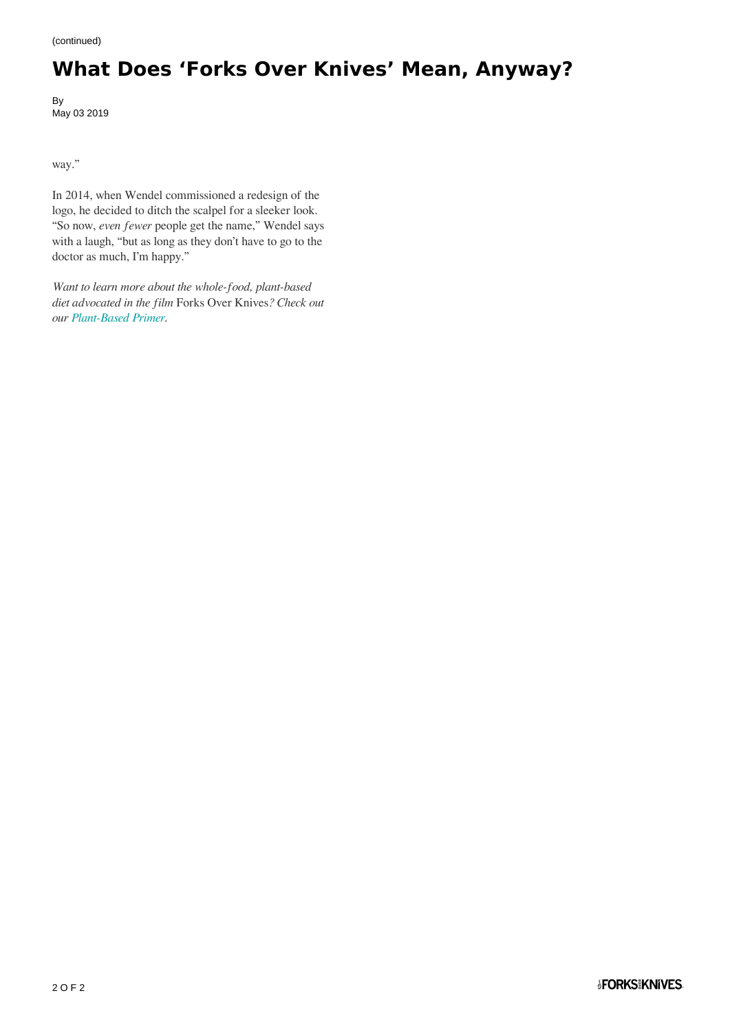(continued)

# What Does ‘Forks Over Knives’ Mean, Anyway?

By
May 03 2019

way.”

In 2014, when Wendel commissioned a redesign of the logo, he decided to ditch the scalpel for a sleeker look. “So now, *even fewer* people get the name,” Wendel says with a laugh, “but as long as they don’t have to go to the doctor as much, I’m happy.”

*Want to learn more about the whole-food, plant-based diet advocated in the film* Forks Over Knives*? Check out our Plant-Based Primer.*